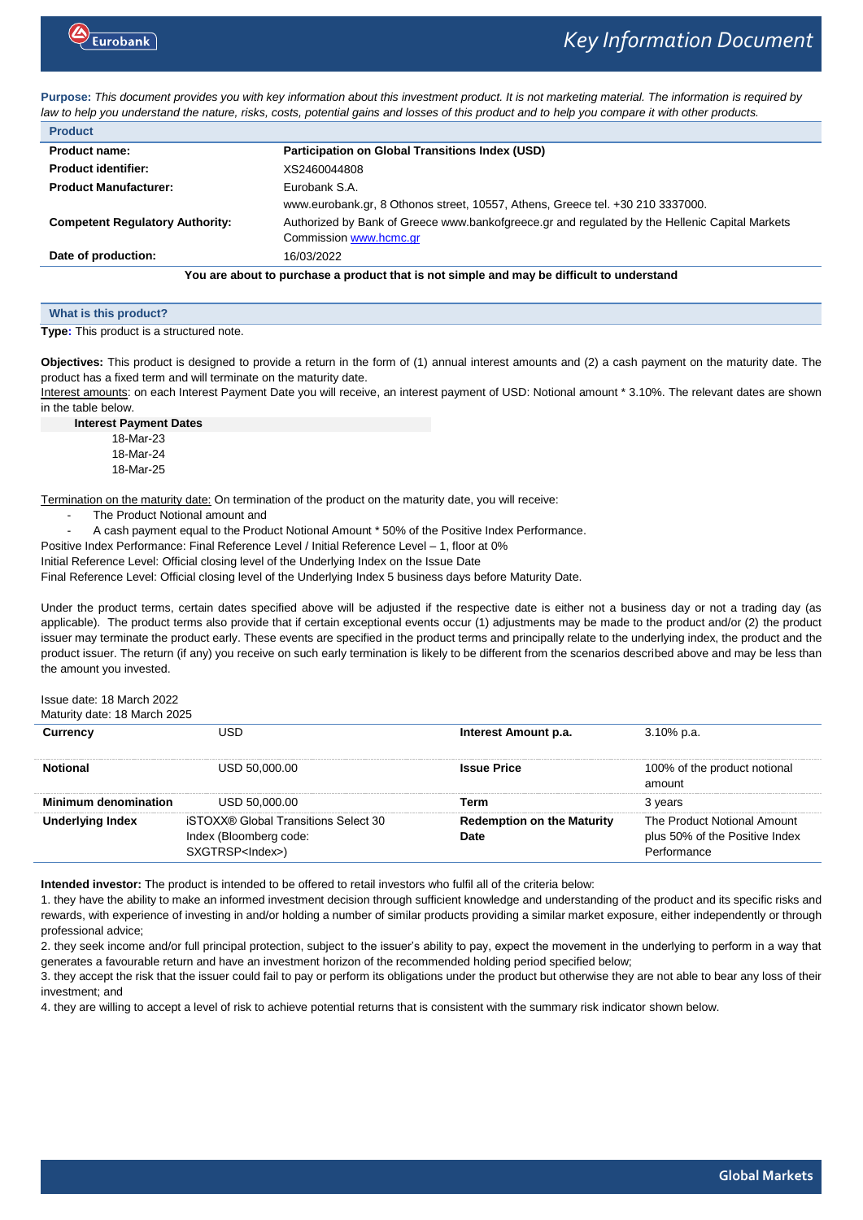# Key Information Document

**Purpose:** *This document provides you with key information about this investment product. It is not marketing material. The information is required by law to help you understand the nature, risks, costs, potential gains and losses of this product and to help you compare it with other products.*

## Product

| | |
|---|---|
| **Product name:** | **Participation on Global Transitions Index (USD)** |
| **Product identifier:** | XS2460044808 |
| **Product Manufacturer:** | Eurobank S.A. www.eurobank.gr, 8 Othonos street, 10557, Athens, Greece tel. +30 210 3337000. |
| **Competent Regulatory Authority:** | Authorized by Bank of Greece www.bankofgreece.gr and regulated by the Hellenic Capital Markets Commission www.hcmc.gr |
| **Date of production:** | 16/03/2022 |

**You are about to purchase a product that is not simple and may be difficult to understand**

## What is this product?

**Type:** This product is a structured note.

**Objectives:** This product is designed to provide a return in the form of (1) annual interest amounts and (2) a cash payment on the maturity date. The product has a fixed term and will terminate on the maturity date.

Interest amounts: on each Interest Payment Date you will receive, an interest payment of USD: Notional amount * 3.10%. The relevant dates are shown in the table below.

| Interest Payment Dates |
|---|
| 18-Mar-23 |
| 18-Mar-24 |
| 18-Mar-25 |

Termination on the maturity date: On termination of the product on the maturity date, you will receive:

- The Product Notional amount and
- A cash payment equal to the Product Notional Amount * 50% of the Positive Index Performance.

Positive Index Performance: Final Reference Level / Initial Reference Level – 1, floor at 0%

Initial Reference Level: Official closing level of the Underlying Index on the Issue Date

Final Reference Level: Official closing level of the Underlying Index 5 business days before Maturity Date.

Under the product terms, certain dates specified above will be adjusted if the respective date is either not a business day or not a trading day (as applicable). The product terms also provide that if certain exceptional events occur (1) adjustments may be made to the product and/or (2) the product issuer may terminate the product early. These events are specified in the product terms and principally relate to the underlying index, the product and the product issuer. The return (if any) you receive on such early termination is likely to be different from the scenarios described above and may be less than the amount you invested.

Issue date: 18 March 2022

Maturity date: 18 March 2025

| | | | |
|---|---|---|---|
| **Currency** | USD | **Interest Amount p.a.** | 3.10% p.a. |
| **Notional** | USD 50,000.00 | **Issue Price** | 100% of the product notional amount |
| **Minimum denomination** | USD 50,000.00 | **Term** | 3 years |
| **Underlying Index** | iSTOXX® Global Transitions Select 30 Index (Bloomberg code: SXGTRSP<Index>) | **Redemption on the Maturity Date** | The Product Notional Amount plus 50% of the Positive Index Performance |

**Intended investor:** The product is intended to be offered to retail investors who fulfil all of the criteria below:

1. they have the ability to make an informed investment decision through sufficient knowledge and understanding of the product and its specific risks and rewards, with experience of investing in and/or holding a number of similar products providing a similar market exposure, either independently or through professional advice;
2. they seek income and/or full principal protection, subject to the issuer's ability to pay, expect the movement in the underlying to perform in a way that generates a favourable return and have an investment horizon of the recommended holding period specified below;
3. they accept the risk that the issuer could fail to pay or perform its obligations under the product but otherwise they are not able to bear any loss of their investment; and
4. they are willing to accept a level of risk to achieve potential returns that is consistent with the summary risk indicator shown below.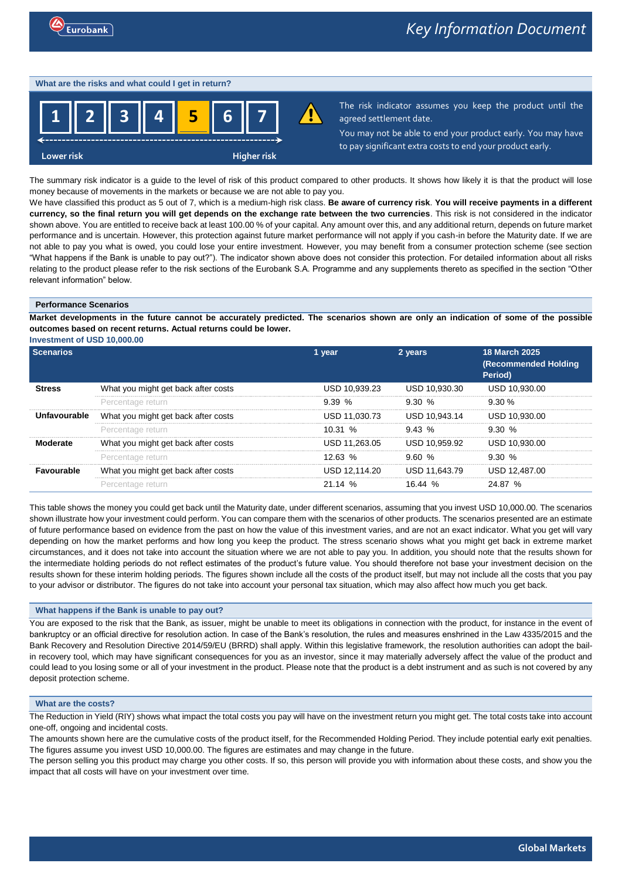## What are the risks and what could I get in return?

| 1 | 2 | 3 | 4 | **5** | 6 | 7 |
|---|---|---|---|---|---|---|

Lower risk ← → Higher risk

The risk indicator assumes you keep the product until the agreed settlement date.

You may not be able to end your product early. You may have to pay significant extra costs to end your product early.

The summary risk indicator is a guide to the level of risk of this product compared to other products. It shows how likely it is that the product will lose money because of movements in the markets or because we are not able to pay you.

We have classified this product as 5 out of 7, which is a medium-high risk class. **Be aware of currency risk**. **You will receive payments in a different currency, so the final return you will get depends on the exchange rate between the two currencies**. This risk is not considered in the indicator shown above. You are entitled to receive back at least 100.00 % of your capital. Any amount over this, and any additional return, depends on future market performance and is uncertain. However, this protection against future market performance will not apply if you cash-in before the Maturity date. If we are not able to pay you what is owed, you could lose your entire investment. However, you may benefit from a consumer protection scheme (see section "What happens if the Bank is unable to pay out?"). The indicator shown above does not consider this protection. For detailed information about all risks relating to the product please refer to the risk sections of the Eurobank S.A. Programme and any supplements thereto as specified in the section "Other relevant information" below.

### Performance Scenarios

**Market developments in the future cannot be accurately predicted. The scenarios shown are only an indication of some of the possible outcomes based on recent returns. Actual returns could be lower.**

**Investment of USD 10,000.00**

| Scenarios | | 1 year | 2 years | 18 March 2025 (Recommended Holding Period) |
|---|---|---|---|---|
| **Stress** | What you might get back after costs | USD 10,939.23 | USD 10,930.30 | USD 10,930.00 |
| | Percentage return | 9.39 % | 9.30 % | 9.30 % |
| **Unfavourable** | What you might get back after costs | USD 11,030.73 | USD 10,943.14 | USD 10,930.00 |
| | Percentage return | 10.31 % | 9.43 % | 9.30 % |
| **Moderate** | What you might get back after costs | USD 11,263.05 | USD 10,959.92 | USD 10,930.00 |
| | Percentage return | 12.63 % | 9.60 % | 9.30 % |
| **Favourable** | What you might get back after costs | USD 12,114.20 | USD 11,643.79 | USD 12,487.00 |
| | Percentage return | 21.14 % | 16.44 % | 24.87 % |

This table shows the money you could get back until the Maturity date, under different scenarios, assuming that you invest USD 10,000.00. The scenarios shown illustrate how your investment could perform. You can compare them with the scenarios of other products. The scenarios presented are an estimate of future performance based on evidence from the past on how the value of this investment varies, and are not an exact indicator. What you get will vary depending on how the market performs and how long you keep the product. The stress scenario shows what you might get back in extreme market circumstances, and it does not take into account the situation where we are not able to pay you. In addition, you should note that the results shown for the intermediate holding periods do not reflect estimates of the product's future value. You should therefore not base your investment decision on the results shown for these interim holding periods. The figures shown include all the costs of the product itself, but may not include all the costs that you pay to your advisor or distributor. The figures do not take into account your personal tax situation, which may also affect how much you get back.

## What happens if the Bank is unable to pay out?

You are exposed to the risk that the Bank, as issuer, might be unable to meet its obligations in connection with the product, for instance in the event of bankruptcy or an official directive for resolution action. In case of the Bank's resolution, the rules and measures enshrined in the Law 4335/2015 and the Bank Recovery and Resolution Directive 2014/59/EU (BRRD) shall apply. Within this legislative framework, the resolution authorities can adopt the bail-in recovery tool, which may have significant consequences for you as an investor, since it may materially adversely affect the value of the product and could lead to you losing some or all of your investment in the product. Please note that the product is a debt instrument and as such is not covered by any deposit protection scheme.

## What are the costs?

The Reduction in Yield (RIY) shows what impact the total costs you pay will have on the investment return you might get. The total costs take into account one-off, ongoing and incidental costs.

The amounts shown here are the cumulative costs of the product itself, for the Recommended Holding Period. They include potential early exit penalties. The figures assume you invest USD 10,000.00. The figures are estimates and may change in the future.

The person selling you this product may charge you other costs. If so, this person will provide you with information about these costs, and show you the impact that all costs will have on your investment over time.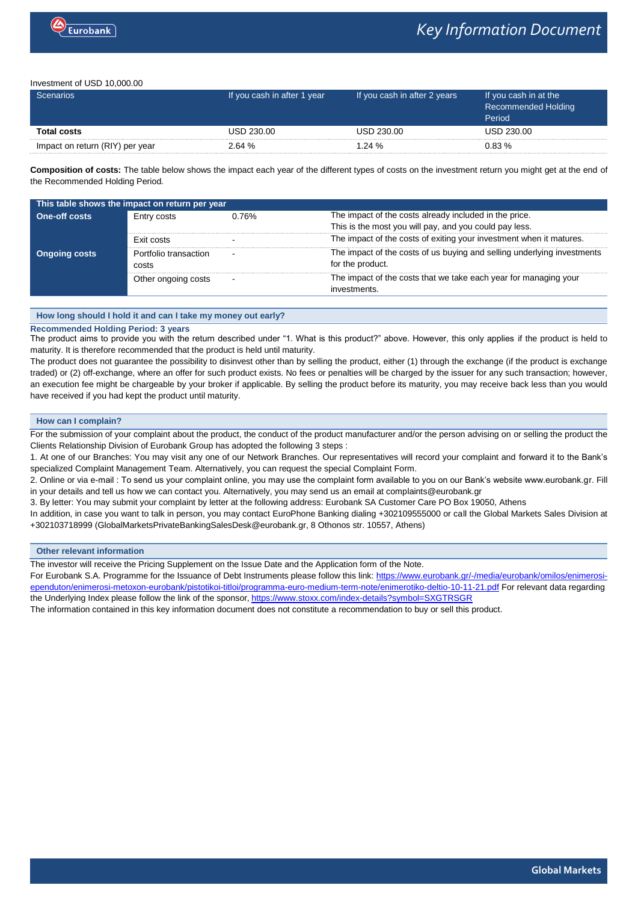Investment of USD 10,000.00

| Scenarios | If you cash in after 1 year | If you cash in after 2 years | If you cash in at the Recommended Holding Period |
|---|---|---|---|
| **Total costs** | USD 230.00 | USD 230.00 | USD 230.00 |
| Impact on return (RIY) per year | 2.64 % | 1.24 % | 0.83 % |

**Composition of costs:** The table below shows the impact each year of the different types of costs on the investment return you might get at the end of the Recommended Holding Period.

| This table shows the impact on return per year | | | |
|---|---|---|---|
| **One-off costs** | Entry costs | 0.76% | The impact of the costs already included in the price. This is the most you will pay, and you could pay less. |
| | Exit costs | - | The impact of the costs of exiting your investment when it matures. |
| **Ongoing costs** | Portfolio transaction costs | - | The impact of the costs of us buying and selling underlying investments for the product. |
| | Other ongoing costs | - | The impact of the costs that we take each year for managing your investments. |

## How long should I hold it and can I take my money out early?

**Recommended Holding Period: 3 years**

The product aims to provide you with the return described under "1. What is this product?" above. However, this only applies if the product is held to maturity. It is therefore recommended that the product is held until maturity.

The product does not guarantee the possibility to disinvest other than by selling the product, either (1) through the exchange (if the product is exchange traded) or (2) off-exchange, where an offer for such product exists. No fees or penalties will be charged by the issuer for any such transaction; however, an execution fee might be chargeable by your broker if applicable. By selling the product before its maturity, you may receive back less than you would have received if you had kept the product until maturity.

## How can I complain?

For the submission of your complaint about the product, the conduct of the product manufacturer and/or the person advising on or selling the product the Clients Relationship Division of Eurobank Group has adopted the following 3 steps :

1. At one of our Branches: You may visit any one of our Network Branches. Our representatives will record your complaint and forward it to the Bank's specialized Complaint Management Team. Alternatively, you can request the special Complaint Form.
2. Online or via e-mail : To send us your complaint online, you may use the complaint form available to you on our Bank's website www.eurobank.gr. Fill in your details and tell us how we can contact you. Alternatively, you may send us an email at complaints@eurobank.gr
3. By letter: You may submit your complaint by letter at the following address: Eurobank SA Customer Care PO Box 19050, Athens

In addition, in case you want to talk in person, you may contact EuroPhone Banking dialing +302109555000 or call the Global Markets Sales Division at +302103718999 (GlobalMarketsPrivateBankingSalesDesk@eurobank.gr, 8 Othonos str. 10557, Athens)

## Other relevant information

The investor will receive the Pricing Supplement on the Issue Date and the Application form of the Note.

For Eurobank S.A. Programme for the Issuance of Debt Instruments please follow this link: https://www.eurobank.gr/-/media/eurobank/omilos/enimerosi-ependuton/enimerosi-metoxon-eurobank/pistotikoi-titloi/programma-euro-medium-term-note/enimerotiko-deltio-10-11-21.pdf For relevant data regarding the Underlying Index please follow the link of the sponsor, https://www.stoxx.com/index-details?symbol=SXGTRSGR

The information contained in this key information document does not constitute a recommendation to buy or sell this product.